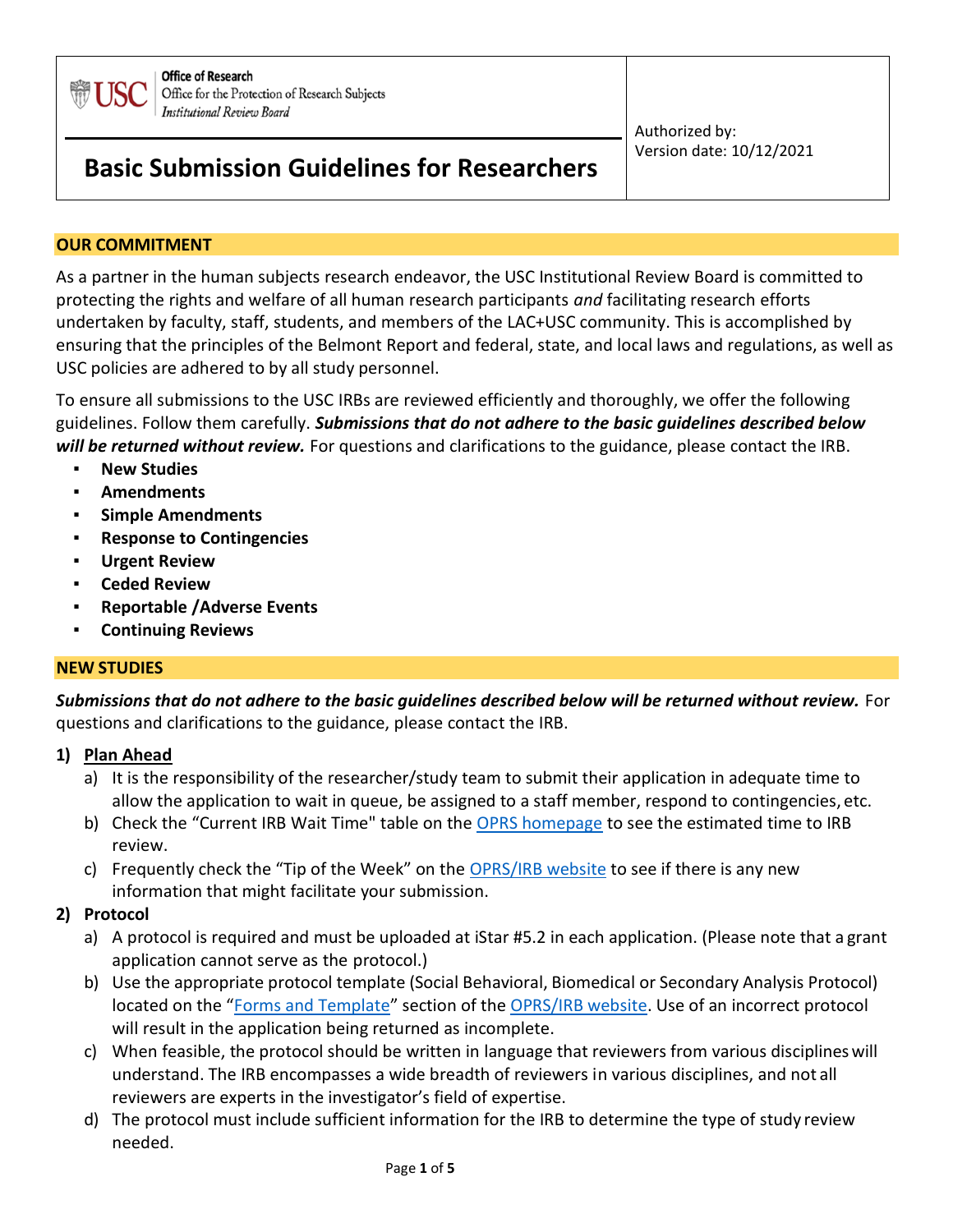Office of Research
Office for the Protection of Research Subjects
*Institutional Review Board*

# Basic Submission Guidelines for Researchers

Authorized by:
Version date: 10/12/2021

## OUR COMMITMENT

As a partner in the human subjects research endeavor, the USC Institutional Review Board is committed to protecting the rights and welfare of all human research participants *and* facilitating research efforts undertaken by faculty, staff, students, and members of the LAC+USC community. This is accomplished by ensuring that the principles of the Belmont Report and federal, state, and local laws and regulations, as well as USC policies are adhered to by all study personnel.

To ensure all submissions to the USC IRBs are reviewed efficiently and thoroughly, we offer the following guidelines. Follow them carefully. ***Submissions that do not adhere to the basic guidelines described below will be returned without review.*** For questions and clarifications to the guidance, please contact the IRB.

- **New Studies**
- **Amendments**
- **Simple Amendments**
- **Response to Contingencies**
- **Urgent Review**
- **Ceded Review**
- **Reportable /Adverse Events**
- **Continuing Reviews**

## NEW STUDIES

***Submissions that do not adhere to the basic guidelines described below will be returned without review.*** For questions and clarifications to the guidance, please contact the IRB.

**1) Plan Ahead**

a) It is the responsibility of the researcher/study team to submit their application in adequate time to allow the application to wait in queue, be assigned to a staff member, respond to contingencies, etc.

b) Check the "Current IRB Wait Time" table on the OPRS homepage to see the estimated time to IRB review.

c) Frequently check the "Tip of the Week" on the OPRS/IRB website to see if there is any new information that might facilitate your submission.

**2) Protocol**

a) A protocol is required and must be uploaded at iStar #5.2 in each application. (Please note that a grant application cannot serve as the protocol.)

b) Use the appropriate protocol template (Social Behavioral, Biomedical or Secondary Analysis Protocol) located on the "Forms and Template" section of the OPRS/IRB website. Use of an incorrect protocol will result in the application being returned as incomplete.

c) When feasible, the protocol should be written in language that reviewers from various disciplines will understand. The IRB encompasses a wide breadth of reviewers in various disciplines, and not all reviewers are experts in the investigator's field of expertise.

d) The protocol must include sufficient information for the IRB to determine the type of study review needed.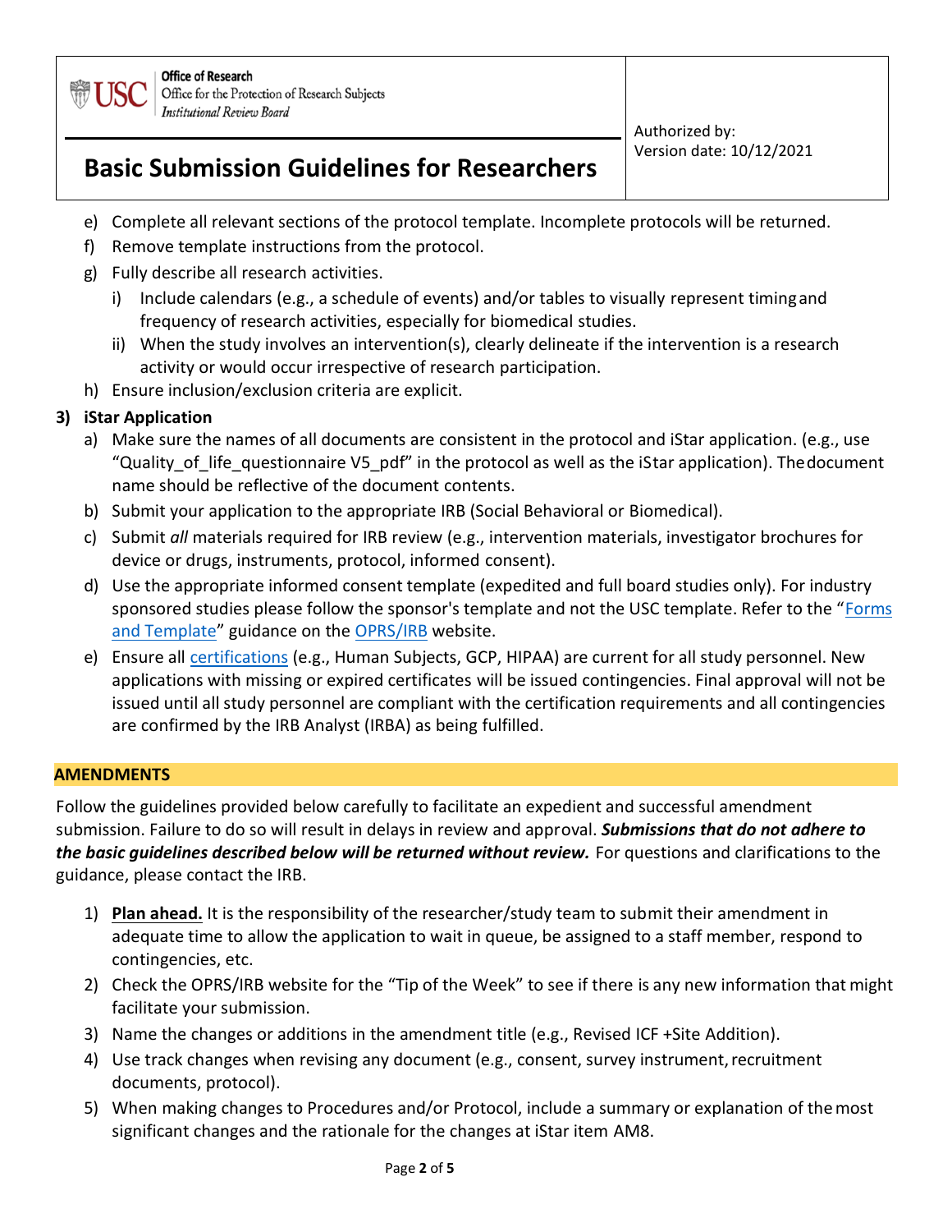e) Complete all relevant sections of the protocol template. Incomplete protocols will be returned.
f) Remove template instructions from the protocol.
g) Fully describe all research activities.
    i) Include calendars (e.g., a schedule of events) and/or tables to visually represent timing and frequency of research activities, especially for biomedical studies.
    ii) When the study involves an intervention(s), clearly delineate if the intervention is a research activity or would occur irrespective of research participation.
h) Ensure inclusion/exclusion criteria are explicit.

**3) iStar Application**

a) Make sure the names of all documents are consistent in the protocol and iStar application. (e.g., use "Quality_of_life_questionnaire V5_pdf" in the protocol as well as the iStar application). The document name should be reflective of the document contents.
b) Submit your application to the appropriate IRB (Social Behavioral or Biomedical).
c) Submit *all* materials required for IRB review (e.g., intervention materials, investigator brochures for device or drugs, instruments, protocol, informed consent).
d) Use the appropriate informed consent template (expedited and full board studies only). For industry sponsored studies please follow the sponsor's template and not the USC template. Refer to the "Forms and Template" guidance on the OPRS/IRB website.
e) Ensure all certifications (e.g., Human Subjects, GCP, HIPAA) are current for all study personnel. New applications with missing or expired certificates will be issued contingencies. Final approval will not be issued until all study personnel are compliant with the certification requirements and all contingencies are confirmed by the IRB Analyst (IRBA) as being fulfilled.

## AMENDMENTS

Follow the guidelines provided below carefully to facilitate an expedient and successful amendment submission. Failure to do so will result in delays in review and approval. ***Submissions that do not adhere to the basic guidelines described below will be returned without review.*** For questions and clarifications to the guidance, please contact the IRB.

1) **Plan ahead.** It is the responsibility of the researcher/study team to submit their amendment in adequate time to allow the application to wait in queue, be assigned to a staff member, respond to contingencies, etc.
2) Check the OPRS/IRB website for the "Tip of the Week" to see if there is any new information that might facilitate your submission.
3) Name the changes or additions in the amendment title (e.g., Revised ICF +Site Addition).
4) Use track changes when revising any document (e.g., consent, survey instrument, recruitment documents, protocol).
5) When making changes to Procedures and/or Protocol, include a summary or explanation of the most significant changes and the rationale for the changes at iStar item AM8.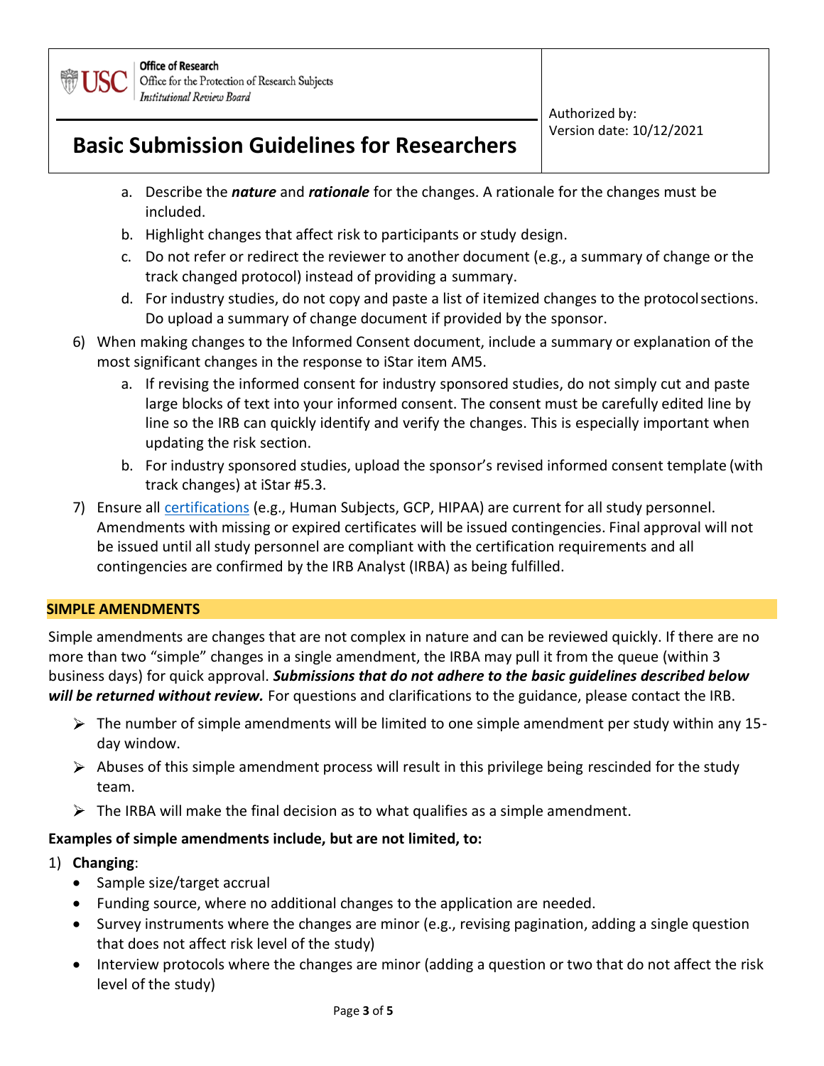a. Describe the ***nature*** and ***rationale*** for the changes. A rationale for the changes must be included.
   b. Highlight changes that affect risk to participants or study design.
   c. Do not refer or redirect the reviewer to another document (e.g., a summary of change or the track changed protocol) instead of providing a summary.
   d. For industry studies, do not copy and paste a list of itemized changes to the protocol sections. Do upload a summary of change document if provided by the sponsor.

6) When making changes to the Informed Consent document, include a summary or explanation of the most significant changes in the response to iStar item AM5.
   a. If revising the informed consent for industry sponsored studies, do not simply cut and paste large blocks of text into your informed consent. The consent must be carefully edited line by line so the IRB can quickly identify and verify the changes. This is especially important when updating the risk section.
   b. For industry sponsored studies, upload the sponsor's revised informed consent template (with track changes) at iStar #5.3.

7) Ensure all certifications (e.g., Human Subjects, GCP, HIPAA) are current for all study personnel. Amendments with missing or expired certificates will be issued contingencies. Final approval will not be issued until all study personnel are compliant with the certification requirements and all contingencies are confirmed by the IRB Analyst (IRBA) as being fulfilled.

## SIMPLE AMENDMENTS

Simple amendments are changes that are not complex in nature and can be reviewed quickly. If there are no more than two "simple" changes in a single amendment, the IRBA may pull it from the queue (within 3 business days) for quick approval. ***Submissions that do not adhere to the basic guidelines described below will be returned without review.*** For questions and clarifications to the guidance, please contact the IRB.

- The number of simple amendments will be limited to one simple amendment per study within any 15-day window.
- Abuses of this simple amendment process will result in this privilege being rescinded for the study team.
- The IRBA will make the final decision as to what qualifies as a simple amendment.

**Examples of simple amendments include, but are not limited, to:**

1) **Changing**:
   - Sample size/target accrual
   - Funding source, where no additional changes to the application are needed.
   - Survey instruments where the changes are minor (e.g., revising pagination, adding a single question that does not affect risk level of the study)
   - Interview protocols where the changes are minor (adding a question or two that do not affect the risk level of the study)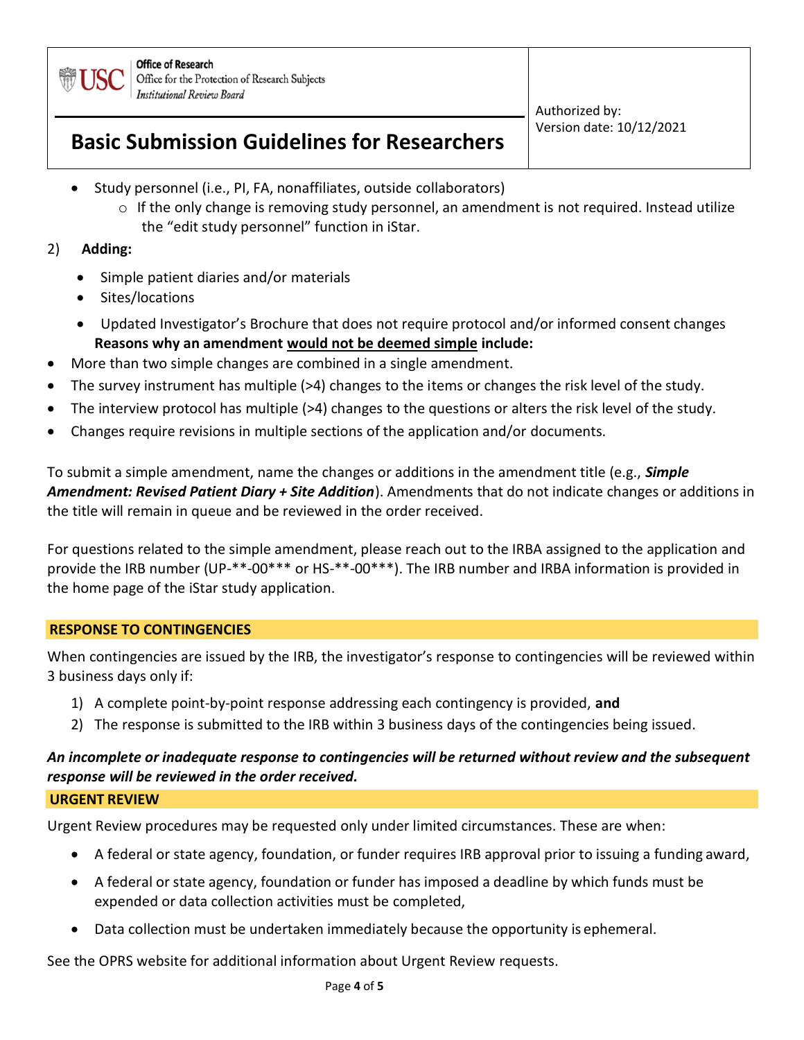- Study personnel (i.e., PI, FA, nonaffiliates, outside collaborators)
  - If the only change is removing study personnel, an amendment is not required. Instead utilize the "edit study personnel" function in iStar.

2) **Adding:**

- Simple patient diaries and/or materials
- Sites/locations
- Updated Investigator's Brochure that does not require protocol and/or informed consent changes

**Reasons why an amendment would not be deemed simple include:**

- More than two simple changes are combined in a single amendment.
- The survey instrument has multiple (>4) changes to the items or changes the risk level of the study.
- The interview protocol has multiple (>4) changes to the questions or alters the risk level of the study.
- Changes require revisions in multiple sections of the application and/or documents.

To submit a simple amendment, name the changes or additions in the amendment title (e.g., ***Simple Amendment: Revised Patient Diary + Site Addition***). Amendments that do not indicate changes or additions in the title will remain in queue and be reviewed in the order received.

For questions related to the simple amendment, please reach out to the IRBA assigned to the application and provide the IRB number (UP-**-00*** or HS-**-00***). The IRB number and IRBA information is provided in the home page of the iStar study application.

## RESPONSE TO CONTINGENCIES

When contingencies are issued by the IRB, the investigator's response to contingencies will be reviewed within 3 business days only if:

1) A complete point-by-point response addressing each contingency is provided, **and**
2) The response is submitted to the IRB within 3 business days of the contingencies being issued.

***An incomplete or inadequate response to contingencies will be returned without review and the subsequent response will be reviewed in the order received.***

## URGENT REVIEW

Urgent Review procedures may be requested only under limited circumstances. These are when:

- A federal or state agency, foundation, or funder requires IRB approval prior to issuing a funding award,
- A federal or state agency, foundation or funder has imposed a deadline by which funds must be expended or data collection activities must be completed,
- Data collection must be undertaken immediately because the opportunity is ephemeral.

See the OPRS website for additional information about Urgent Review requests.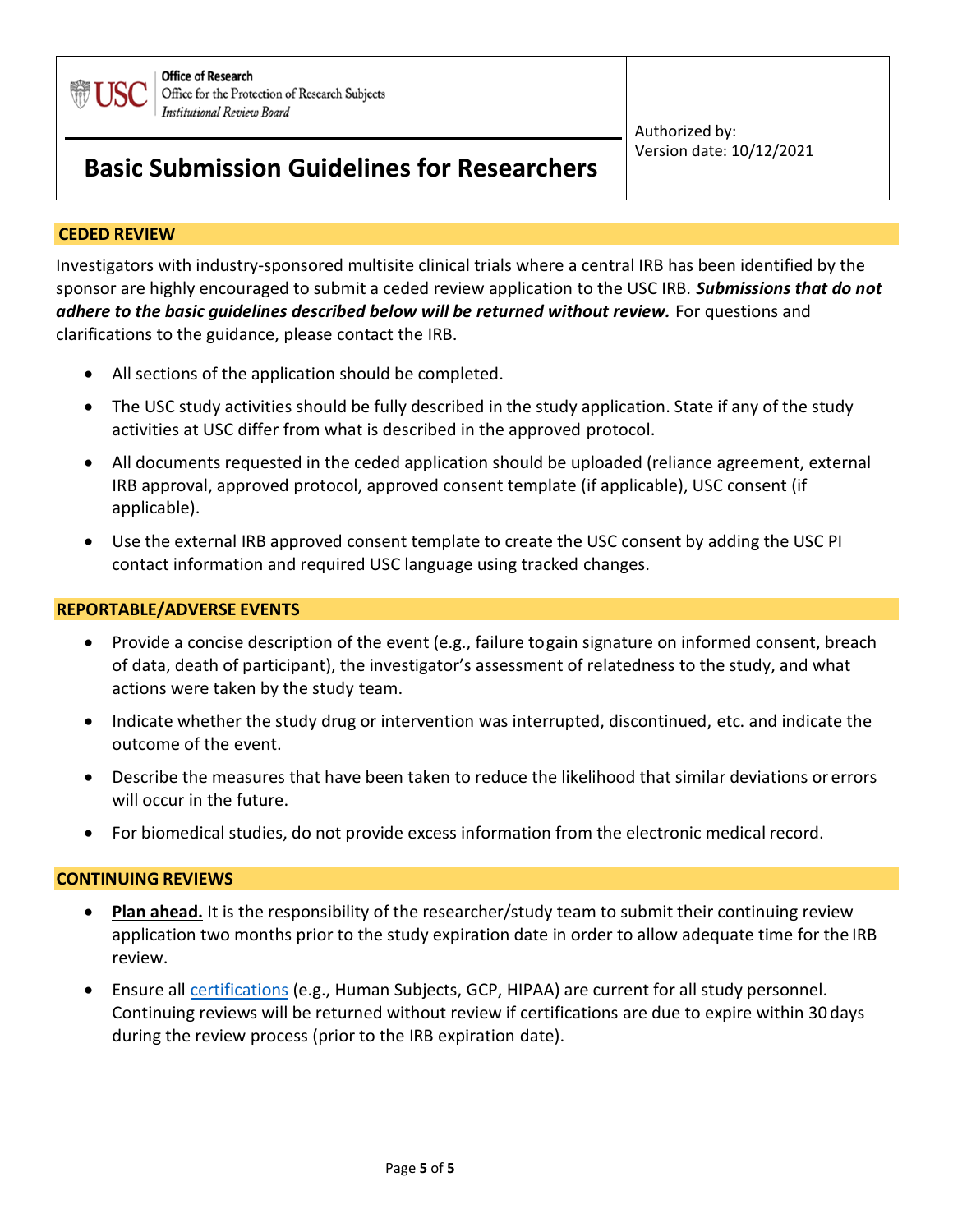## CEDED REVIEW

Investigators with industry-sponsored multisite clinical trials where a central IRB has been identified by the sponsor are highly encouraged to submit a ceded review application to the USC IRB. ***Submissions that do not adhere to the basic guidelines described below will be returned without review.*** For questions and clarifications to the guidance, please contact the IRB.

- All sections of the application should be completed.
- The USC study activities should be fully described in the study application. State if any of the study activities at USC differ from what is described in the approved protocol.
- All documents requested in the ceded application should be uploaded (reliance agreement, external IRB approval, approved protocol, approved consent template (if applicable), USC consent (if applicable).
- Use the external IRB approved consent template to create the USC consent by adding the USC PI contact information and required USC language using tracked changes.

## REPORTABLE/ADVERSE EVENTS

- Provide a concise description of the event (e.g., failure to gain signature on informed consent, breach of data, death of participant), the investigator's assessment of relatedness to the study, and what actions were taken by the study team.
- Indicate whether the study drug or intervention was interrupted, discontinued, etc. and indicate the outcome of the event.
- Describe the measures that have been taken to reduce the likelihood that similar deviations or errors will occur in the future.
- For biomedical studies, do not provide excess information from the electronic medical record.

## CONTINUING REVIEWS

- **Plan ahead.** It is the responsibility of the researcher/study team to submit their continuing review application two months prior to the study expiration date in order to allow adequate time for the IRB review.
- Ensure all certifications (e.g., Human Subjects, GCP, HIPAA) are current for all study personnel. Continuing reviews will be returned without review if certifications are due to expire within 30 days during the review process (prior to the IRB expiration date).